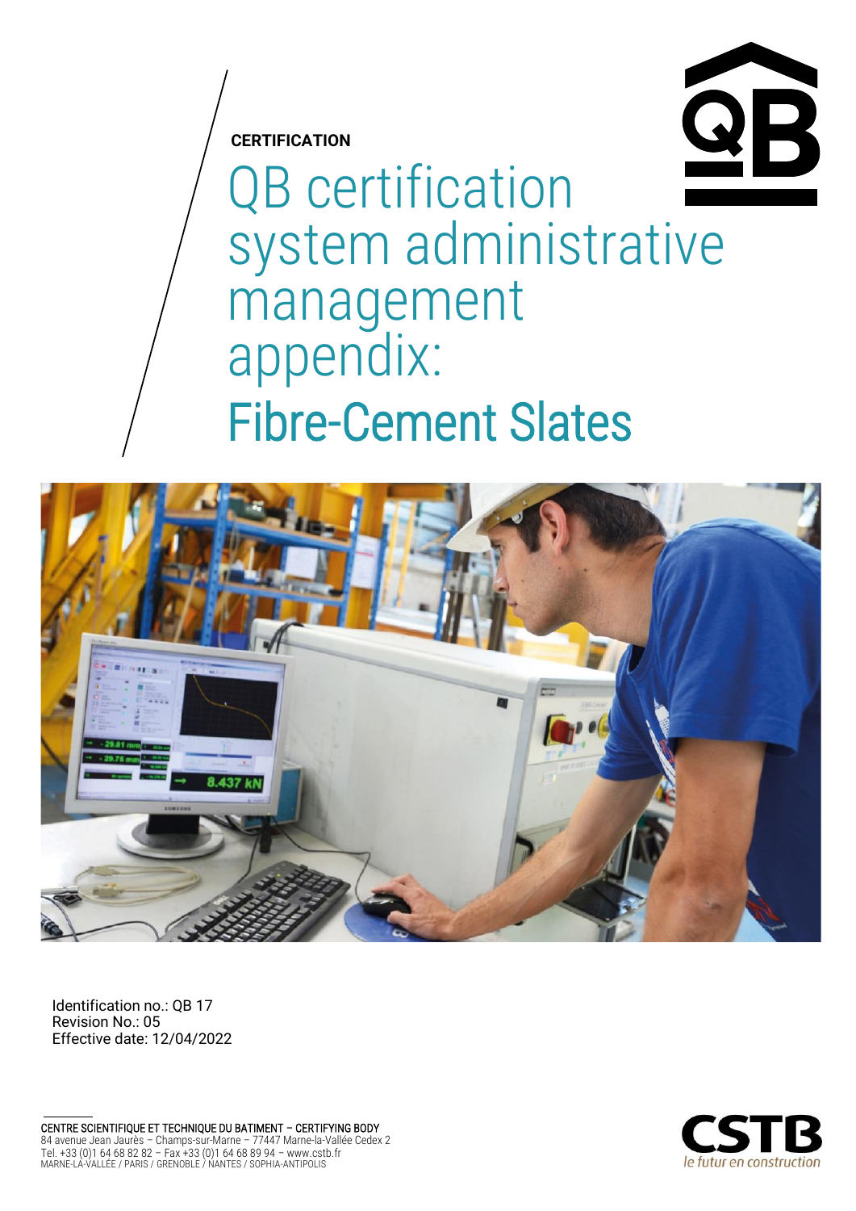**CERTIFICATION**

# QB certification system administrative management appendix:

# Fibre-Cement Slates

Identification no.: QB 17
Revision No.: 05
Effective date: 12/04/2022

CENTRE SCIENTIFIQUE ET TECHNIQUE DU BATIMENT – CERTIFYING BODY
84 avenue Jean Jaurès – Champs-sur-Marne – 77447 Marne-la-Vallée Cedex 2
Tel. +33 (0)1 64 68 82 82 – Fax +33 (0)1 64 68 89 94 – www.cstb.fr
MARNE-LA-VALLÉE / PARIS / GRENOBLE / NANTES / SOPHIA-ANTIPOLIS

CSTB
le futur en construction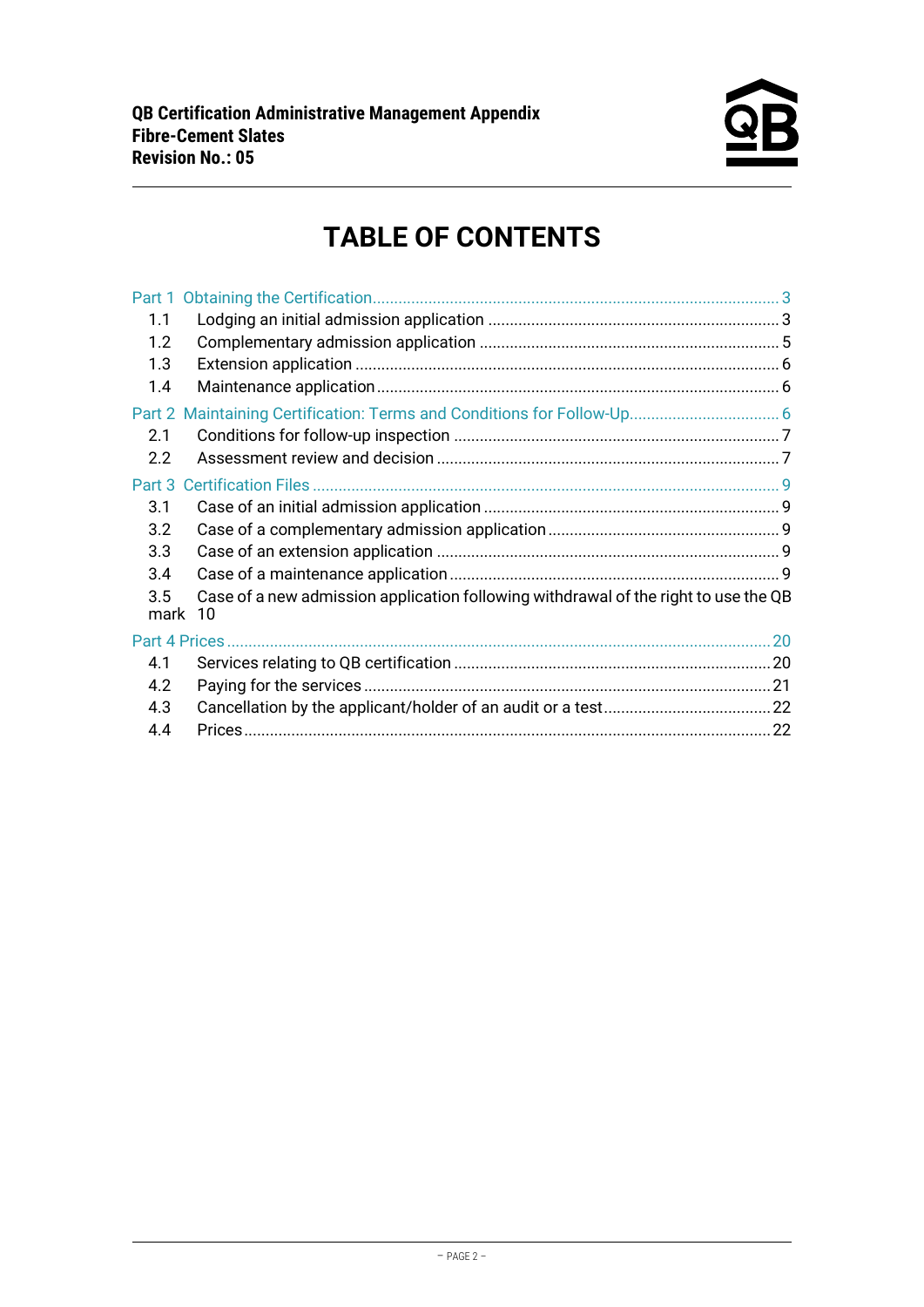# TABLE OF CONTENTS

Part 1 Obtaining the Certification ........ 3
- 1.1 Lodging an initial admission application ........ 3
- 1.2 Complementary admission application ........ 5
- 1.3 Extension application ........ 6
- 1.4 Maintenance application ........ 6

Part 2 Maintaining Certification: Terms and Conditions for Follow-Up ........ 6
- 2.1 Conditions for follow-up inspection ........ 7
- 2.2 Assessment review and decision ........ 7

Part 3 Certification Files ........ 9
- 3.1 Case of an initial admission application ........ 9
- 3.2 Case of a complementary admission application ........ 9
- 3.3 Case of an extension application ........ 9
- 3.4 Case of a maintenance application ........ 9
- 3.5 Case of a new admission application following withdrawal of the right to use the QB mark 10

Part 4 Prices ........ 20
- 4.1 Services relating to QB certification ........ 20
- 4.2 Paying for the services ........ 21
- 4.3 Cancellation by the applicant/holder of an audit or a test ........ 22
- 4.4 Prices ........ 22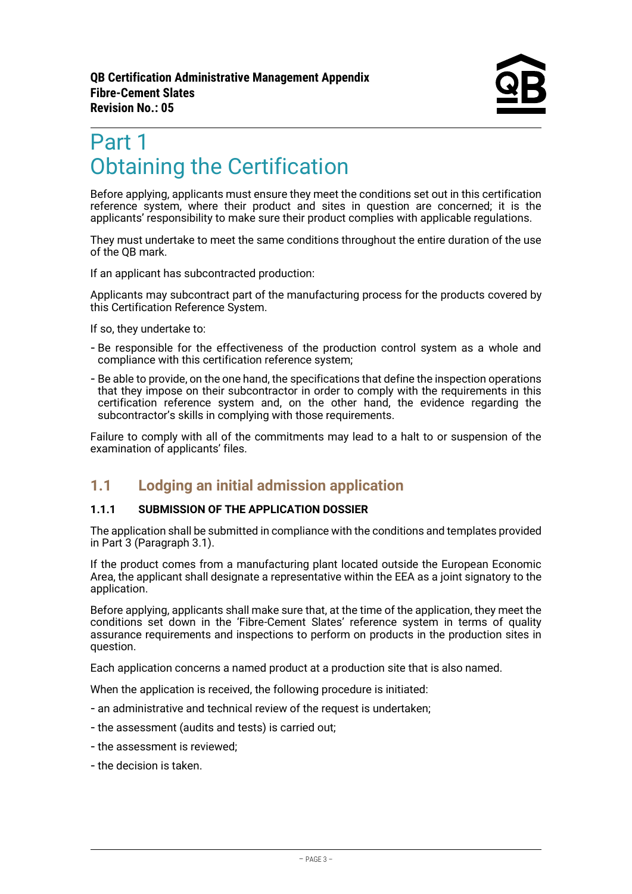# Part 1
# Obtaining the Certification

Before applying, applicants must ensure they meet the conditions set out in this certification reference system, where their product and sites in question are concerned; it is the applicants' responsibility to make sure their product complies with applicable regulations.

They must undertake to meet the same conditions throughout the entire duration of the use of the QB mark.

If an applicant has subcontracted production:

Applicants may subcontract part of the manufacturing process for the products covered by this Certification Reference System.

If so, they undertake to:

- Be responsible for the effectiveness of the production control system as a whole and compliance with this certification reference system;
- Be able to provide, on the one hand, the specifications that define the inspection operations that they impose on their subcontractor in order to comply with the requirements in this certification reference system and, on the other hand, the evidence regarding the subcontractor's skills in complying with those requirements.

Failure to comply with all of the commitments may lead to a halt to or suspension of the examination of applicants' files.

## 1.1 Lodging an initial admission application

### 1.1.1 SUBMISSION OF THE APPLICATION DOSSIER

The application shall be submitted in compliance with the conditions and templates provided in Part 3 (Paragraph 3.1).

If the product comes from a manufacturing plant located outside the European Economic Area, the applicant shall designate a representative within the EEA as a joint signatory to the application.

Before applying, applicants shall make sure that, at the time of the application, they meet the conditions set down in the 'Fibre-Cement Slates' reference system in terms of quality assurance requirements and inspections to perform on products in the production sites in question.

Each application concerns a named product at a production site that is also named.

When the application is received, the following procedure is initiated:

- an administrative and technical review of the request is undertaken;
- the assessment (audits and tests) is carried out;
- the assessment is reviewed;
- the decision is taken.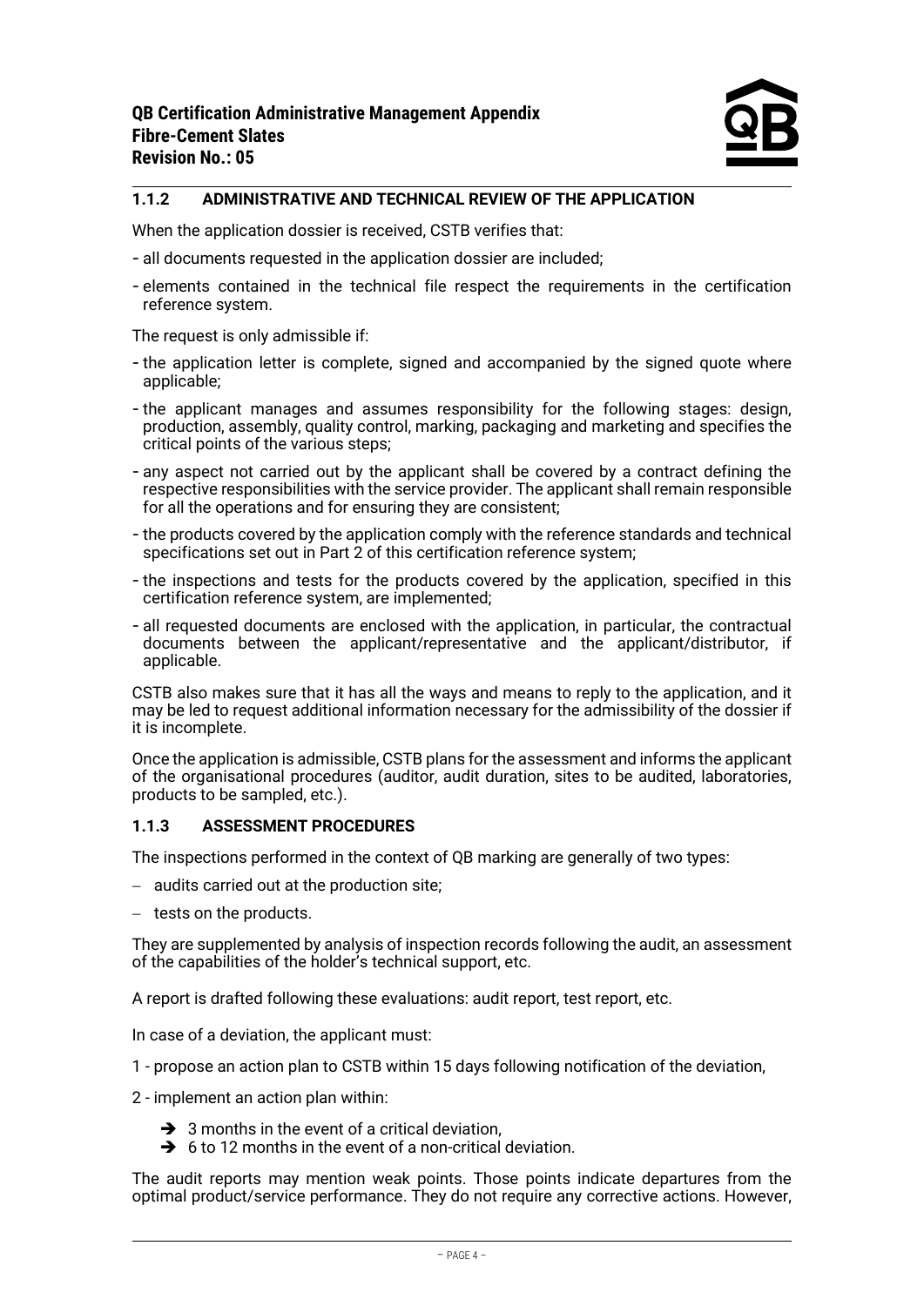### 1.1.2 ADMINISTRATIVE AND TECHNICAL REVIEW OF THE APPLICATION

When the application dossier is received, CSTB verifies that:

- all documents requested in the application dossier are included;
- elements contained in the technical file respect the requirements in the certification reference system.

The request is only admissible if:

- the application letter is complete, signed and accompanied by the signed quote where applicable;
- the applicant manages and assumes responsibility for the following stages: design, production, assembly, quality control, marking, packaging and marketing and specifies the critical points of the various steps;
- any aspect not carried out by the applicant shall be covered by a contract defining the respective responsibilities with the service provider. The applicant shall remain responsible for all the operations and for ensuring they are consistent;
- the products covered by the application comply with the reference standards and technical specifications set out in Part 2 of this certification reference system;
- the inspections and tests for the products covered by the application, specified in this certification reference system, are implemented;
- all requested documents are enclosed with the application, in particular, the contractual documents between the applicant/representative and the applicant/distributor, if applicable.

CSTB also makes sure that it has all the ways and means to reply to the application, and it may be led to request additional information necessary for the admissibility of the dossier if it is incomplete.

Once the application is admissible, CSTB plans for the assessment and informs the applicant of the organisational procedures (auditor, audit duration, sites to be audited, laboratories, products to be sampled, etc.).

### 1.1.3 ASSESSMENT PROCEDURES

The inspections performed in the context of QB marking are generally of two types:

- audits carried out at the production site;
- tests on the products.

They are supplemented by analysis of inspection records following the audit, an assessment of the capabilities of the holder's technical support, etc.

A report is drafted following these evaluations: audit report, test report, etc.

In case of a deviation, the applicant must:

1 - propose an action plan to CSTB within 15 days following notification of the deviation,

2 - implement an action plan within:

- ➔ 3 months in the event of a critical deviation,
- ➔ 6 to 12 months in the event of a non-critical deviation.

The audit reports may mention weak points. Those points indicate departures from the optimal product/service performance. They do not require any corrective actions. However,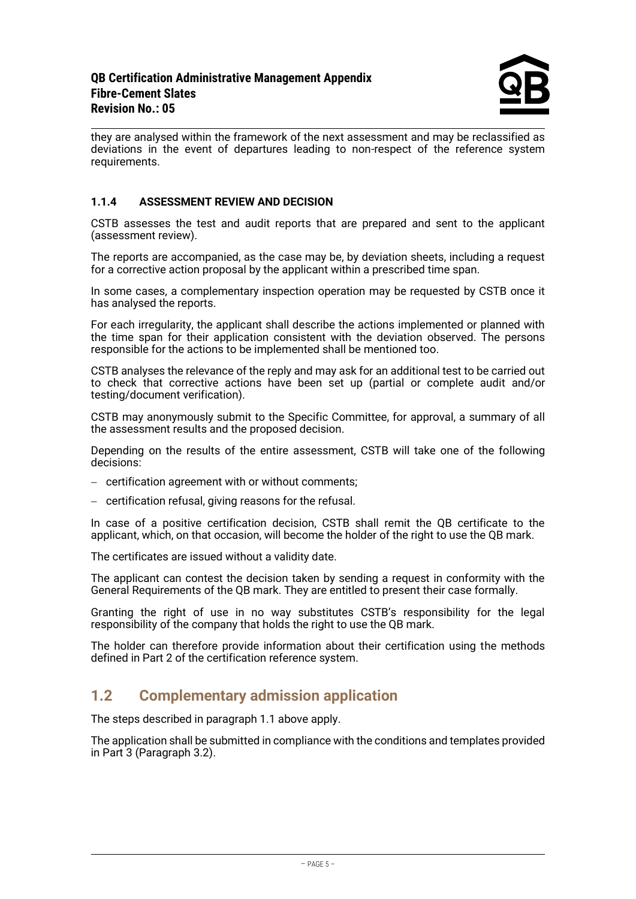they are analysed within the framework of the next assessment and may be reclassified as deviations in the event of departures leading to non-respect of the reference system requirements.

#### 1.1.4 ASSESSMENT REVIEW AND DECISION

CSTB assesses the test and audit reports that are prepared and sent to the applicant (assessment review).

The reports are accompanied, as the case may be, by deviation sheets, including a request for a corrective action proposal by the applicant within a prescribed time span.

In some cases, a complementary inspection operation may be requested by CSTB once it has analysed the reports.

For each irregularity, the applicant shall describe the actions implemented or planned with the time span for their application consistent with the deviation observed. The persons responsible for the actions to be implemented shall be mentioned too.

CSTB analyses the relevance of the reply and may ask for an additional test to be carried out to check that corrective actions have been set up (partial or complete audit and/or testing/document verification).

CSTB may anonymously submit to the Specific Committee, for approval, a summary of all the assessment results and the proposed decision.

Depending on the results of the entire assessment, CSTB will take one of the following decisions:

- certification agreement with or without comments;
- certification refusal, giving reasons for the refusal.

In case of a positive certification decision, CSTB shall remit the QB certificate to the applicant, which, on that occasion, will become the holder of the right to use the QB mark.

The certificates are issued without a validity date.

The applicant can contest the decision taken by sending a request in conformity with the General Requirements of the QB mark. They are entitled to present their case formally.

Granting the right of use in no way substitutes CSTB's responsibility for the legal responsibility of the company that holds the right to use the QB mark.

The holder can therefore provide information about their certification using the methods defined in Part 2 of the certification reference system.

## 1.2 Complementary admission application

The steps described in paragraph 1.1 above apply.

The application shall be submitted in compliance with the conditions and templates provided in Part 3 (Paragraph 3.2).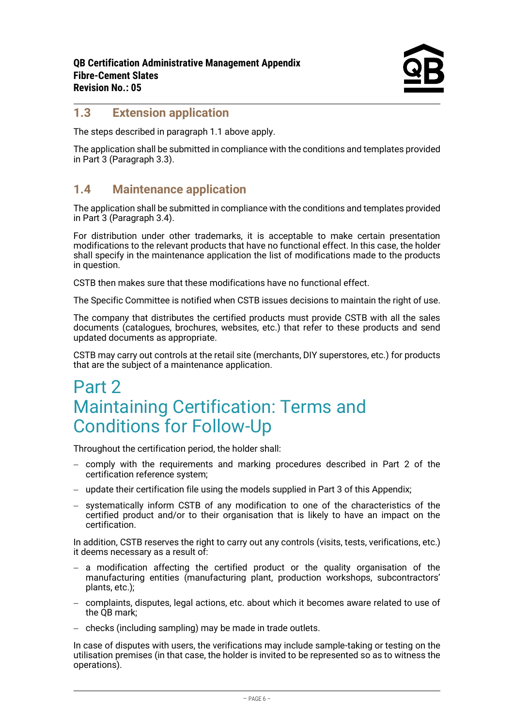## 1.3 Extension application

The steps described in paragraph 1.1 above apply.

The application shall be submitted in compliance with the conditions and templates provided in Part 3 (Paragraph 3.3).

## 1.4 Maintenance application

The application shall be submitted in compliance with the conditions and templates provided in Part 3 (Paragraph 3.4).

For distribution under other trademarks, it is acceptable to make certain presentation modifications to the relevant products that have no functional effect. In this case, the holder shall specify in the maintenance application the list of modifications made to the products in question.

CSTB then makes sure that these modifications have no functional effect.

The Specific Committee is notified when CSTB issues decisions to maintain the right of use.

The company that distributes the certified products must provide CSTB with all the sales documents (catalogues, brochures, websites, etc.) that refer to these products and send updated documents as appropriate.

CSTB may carry out controls at the retail site (merchants, DIY superstores, etc.) for products that are the subject of a maintenance application.

# Part 2 Maintaining Certification: Terms and Conditions for Follow-Up

Throughout the certification period, the holder shall:

- comply with the requirements and marking procedures described in Part 2 of the certification reference system;
- update their certification file using the models supplied in Part 3 of this Appendix;
- systematically inform CSTB of any modification to one of the characteristics of the certified product and/or to their organisation that is likely to have an impact on the certification.

In addition, CSTB reserves the right to carry out any controls (visits, tests, verifications, etc.) it deems necessary as a result of:

- a modification affecting the certified product or the quality organisation of the manufacturing entities (manufacturing plant, production workshops, subcontractors' plants, etc.);
- complaints, disputes, legal actions, etc. about which it becomes aware related to use of the QB mark;
- checks (including sampling) may be made in trade outlets.

In case of disputes with users, the verifications may include sample-taking or testing on the utilisation premises (in that case, the holder is invited to be represented so as to witness the operations).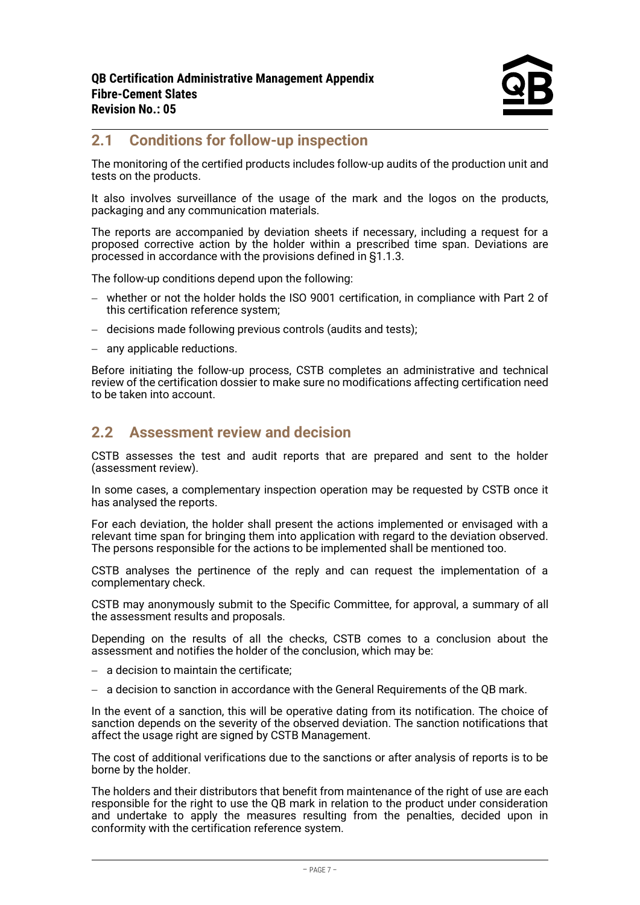## 2.1 Conditions for follow-up inspection

The monitoring of the certified products includes follow-up audits of the production unit and tests on the products.

It also involves surveillance of the usage of the mark and the logos on the products, packaging and any communication materials.

The reports are accompanied by deviation sheets if necessary, including a request for a proposed corrective action by the holder within a prescribed time span. Deviations are processed in accordance with the provisions defined in §1.1.3.

The follow-up conditions depend upon the following:

- whether or not the holder holds the ISO 9001 certification, in compliance with Part 2 of this certification reference system;
- decisions made following previous controls (audits and tests);
- any applicable reductions.

Before initiating the follow-up process, CSTB completes an administrative and technical review of the certification dossier to make sure no modifications affecting certification need to be taken into account.

## 2.2 Assessment review and decision

CSTB assesses the test and audit reports that are prepared and sent to the holder (assessment review).

In some cases, a complementary inspection operation may be requested by CSTB once it has analysed the reports.

For each deviation, the holder shall present the actions implemented or envisaged with a relevant time span for bringing them into application with regard to the deviation observed. The persons responsible for the actions to be implemented shall be mentioned too.

CSTB analyses the pertinence of the reply and can request the implementation of a complementary check.

CSTB may anonymously submit to the Specific Committee, for approval, a summary of all the assessment results and proposals.

Depending on the results of all the checks, CSTB comes to a conclusion about the assessment and notifies the holder of the conclusion, which may be:

- a decision to maintain the certificate;
- a decision to sanction in accordance with the General Requirements of the QB mark.

In the event of a sanction, this will be operative dating from its notification. The choice of sanction depends on the severity of the observed deviation. The sanction notifications that affect the usage right are signed by CSTB Management.

The cost of additional verifications due to the sanctions or after analysis of reports is to be borne by the holder.

The holders and their distributors that benefit from maintenance of the right of use are each responsible for the right to use the QB mark in relation to the product under consideration and undertake to apply the measures resulting from the penalties, decided upon in conformity with the certification reference system.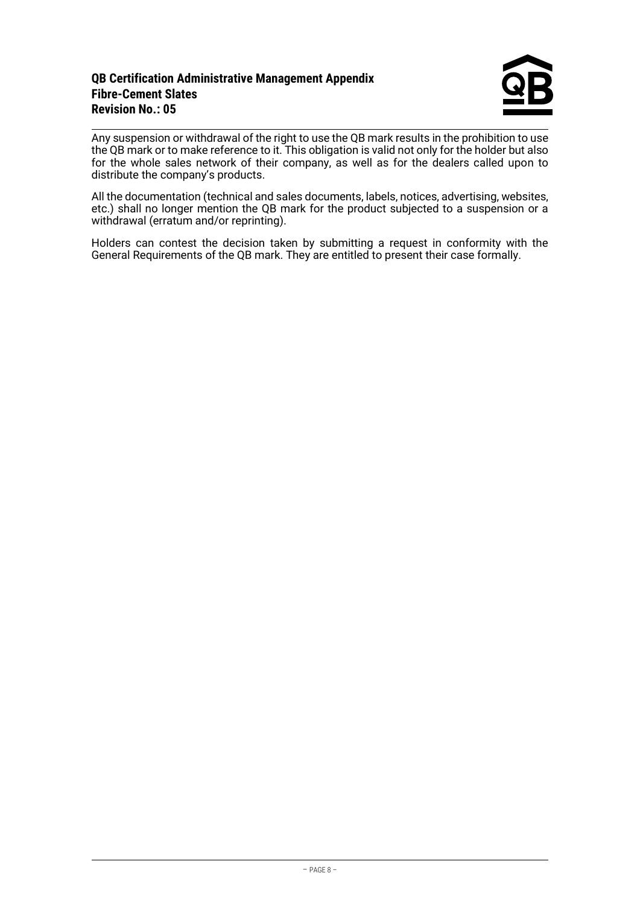Any suspension or withdrawal of the right to use the QB mark results in the prohibition to use the QB mark or to make reference to it. This obligation is valid not only for the holder but also for the whole sales network of their company, as well as for the dealers called upon to distribute the company's products.

All the documentation (technical and sales documents, labels, notices, advertising, websites, etc.) shall no longer mention the QB mark for the product subjected to a suspension or a withdrawal (erratum and/or reprinting).

Holders can contest the decision taken by submitting a request in conformity with the General Requirements of the QB mark. They are entitled to present their case formally.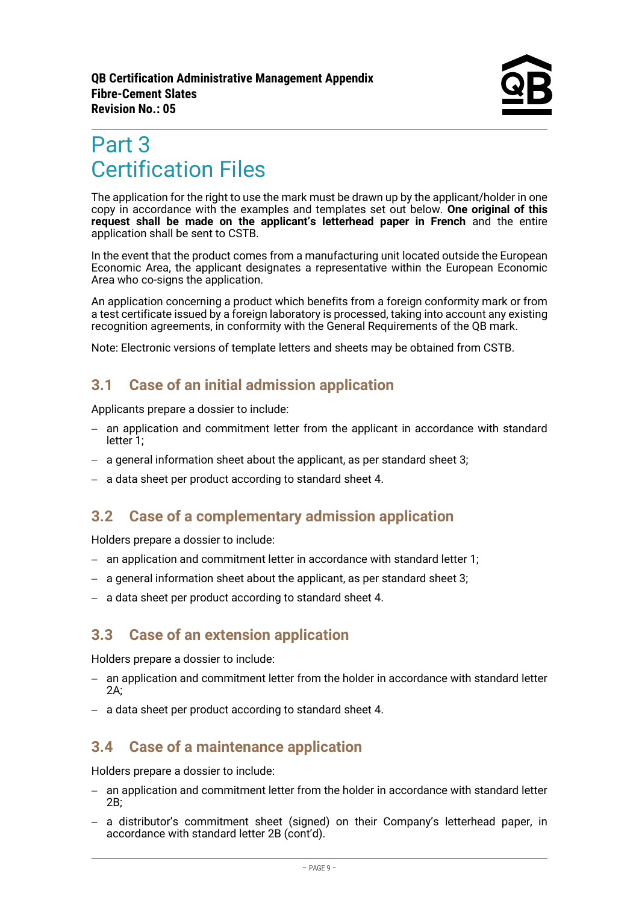# Part 3
# Certification Files

The application for the right to use the mark must be drawn up by the applicant/holder in one copy in accordance with the examples and templates set out below. **One original of this request shall be made on the applicant's letterhead paper in French** and the entire application shall be sent to CSTB.

In the event that the product comes from a manufacturing unit located outside the European Economic Area, the applicant designates a representative within the European Economic Area who co-signs the application.

An application concerning a product which benefits from a foreign conformity mark or from a test certificate issued by a foreign laboratory is processed, taking into account any existing recognition agreements, in conformity with the General Requirements of the QB mark.

Note: Electronic versions of template letters and sheets may be obtained from CSTB.

## 3.1 Case of an initial admission application

Applicants prepare a dossier to include:

- an application and commitment letter from the applicant in accordance with standard letter 1;
- a general information sheet about the applicant, as per standard sheet 3;
- a data sheet per product according to standard sheet 4.

## 3.2 Case of a complementary admission application

Holders prepare a dossier to include:

- an application and commitment letter in accordance with standard letter 1;
- a general information sheet about the applicant, as per standard sheet 3;
- a data sheet per product according to standard sheet 4.

## 3.3 Case of an extension application

Holders prepare a dossier to include:

- an application and commitment letter from the holder in accordance with standard letter 2A;
- a data sheet per product according to standard sheet 4.

## 3.4 Case of a maintenance application

Holders prepare a dossier to include:

- an application and commitment letter from the holder in accordance with standard letter 2B;
- a distributor's commitment sheet (signed) on their Company's letterhead paper, in accordance with standard letter 2B (cont'd).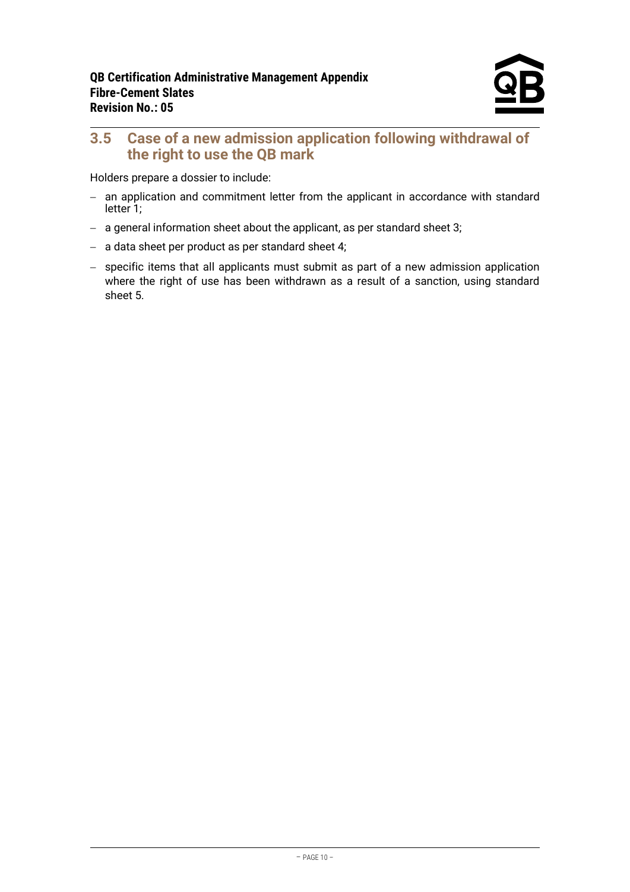## 3.5 Case of a new admission application following withdrawal of the right to use the QB mark

Holders prepare a dossier to include:

- an application and commitment letter from the applicant in accordance with standard letter 1;
- a general information sheet about the applicant, as per standard sheet 3;
- a data sheet per product as per standard sheet 4;
- specific items that all applicants must submit as part of a new admission application where the right of use has been withdrawn as a result of a sanction, using standard sheet 5.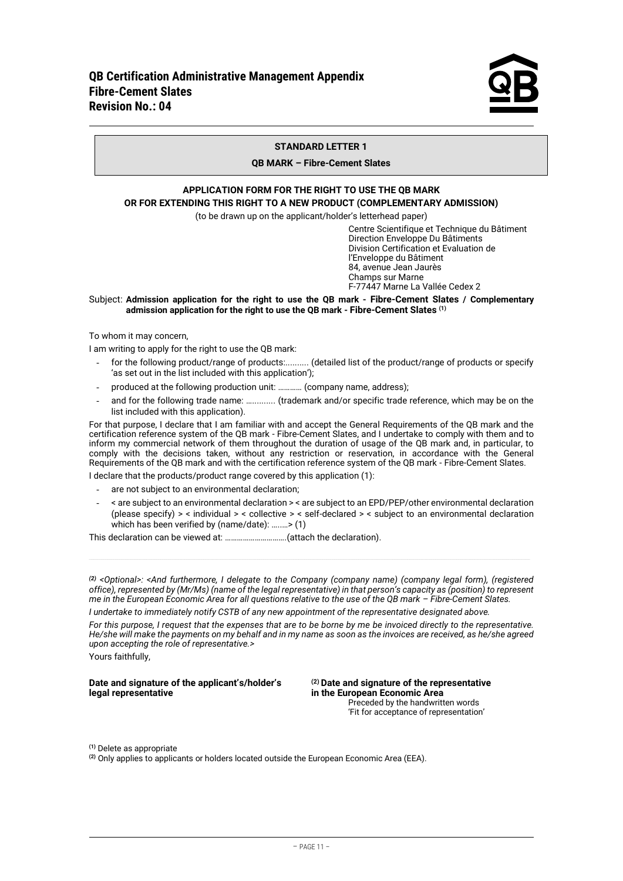**STANDARD LETTER 1**

**QB MARK – Fibre-Cement Slates**

**APPLICATION FORM FOR THE RIGHT TO USE THE QB MARK OR FOR EXTENDING THIS RIGHT TO A NEW PRODUCT (COMPLEMENTARY ADMISSION)**

(to be drawn up on the applicant/holder's letterhead paper)

Centre Scientifique et Technique du Bâtiment
Direction Enveloppe Du Bâtiments
Division Certification et Evaluation de l'Enveloppe du Bâtiment
84, avenue Jean Jaurès
Champs sur Marne
F-77447 Marne La Vallée Cedex 2

Subject: **Admission application for the right to use the QB mark - Fibre-Cement Slates / Complementary admission application for the right to use the QB mark - Fibre-Cement Slates** (1)

To whom it may concern,

I am writing to apply for the right to use the QB mark:

- for the following product/range of products:.......... (detailed list of the product/range of products or specify 'as set out in the list included with this application');
- produced at the following production unit: ………… (company name, address);
- and for the following trade name: ............. (trademark and/or specific trade reference, which may be on the list included with this application).

For that purpose, I declare that I am familiar with and accept the General Requirements of the QB mark and the certification reference system of the QB mark - Fibre-Cement Slates, and I undertake to comply with them and to inform my commercial network of them throughout the duration of usage of the QB mark and, in particular, to comply with the decisions taken, without any restriction or reservation, in accordance with the General Requirements of the QB mark and with the certification reference system of the QB mark - Fibre-Cement Slates.

I declare that the products/product range covered by this application (1):

- are not subject to an environmental declaration;
- < are subject to an environmental declaration > < are subject to an EPD/PEP/other environmental declaration (please specify) > < individual > < collective > < self-declared > < subject to an environmental declaration which has been verified by (name/date): ….….> (1)

This declaration can be viewed at: ………………………….(attach the declaration).

*(2) <Optional>: <And furthermore, I delegate to the Company (company name) (company legal form), (registered office), represented by (Mr/Ms) (name of the legal representative) in that person's capacity as (position) to represent me in the European Economic Area for all questions relative to the use of the QB mark – Fibre-Cement Slates.*

*I undertake to immediately notify CSTB of any new appointment of the representative designated above.*

*For this purpose, I request that the expenses that are to be borne by me be invoiced directly to the representative. He/she will make the payments on my behalf and in my name as soon as the invoices are received, as he/she agreed upon accepting the role of representative.>*

Yours faithfully,

**Date and signature of the applicant's/holder's legal representative**

(2) **Date and signature of the representative in the European Economic Area**
Preceded by the handwritten words 'Fit for acceptance of representation'

(1) Delete as appropriate

(2) Only applies to applicants or holders located outside the European Economic Area (EEA).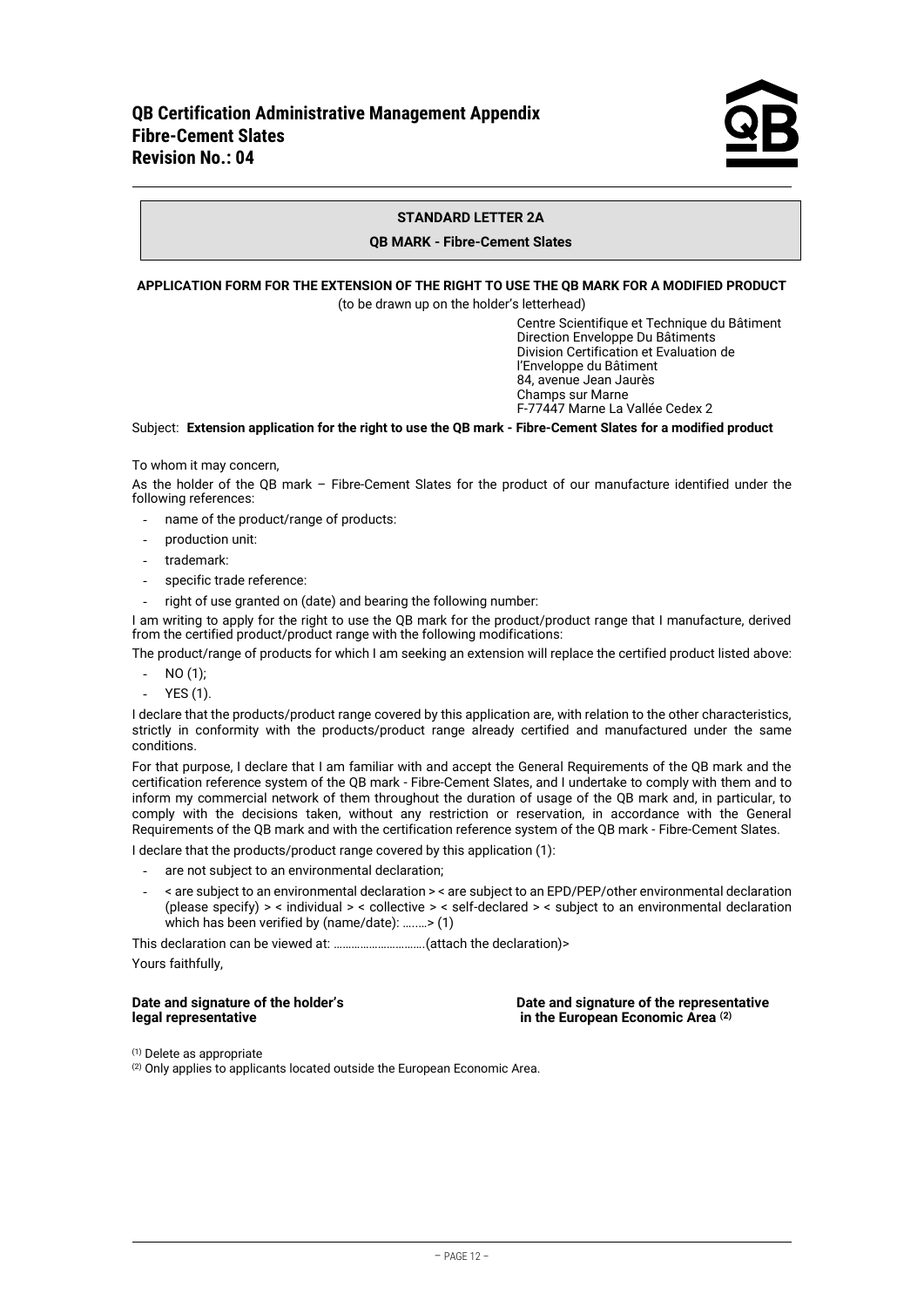**STANDARD LETTER 2A**

**QB MARK - Fibre-Cement Slates**

**APPLICATION FORM FOR THE EXTENSION OF THE RIGHT TO USE THE QB MARK FOR A MODIFIED PRODUCT**

(to be drawn up on the holder's letterhead)

Centre Scientifique et Technique du Bâtiment
Direction Enveloppe Du Bâtiments
Division Certification et Evaluation de l'Enveloppe du Bâtiment
84, avenue Jean Jaurès
Champs sur Marne
F-77447 Marne La Vallée Cedex 2

Subject: **Extension application for the right to use the QB mark - Fibre-Cement Slates for a modified product**

To whom it may concern,

As the holder of the QB mark – Fibre-Cement Slates for the product of our manufacture identified under the following references:

- name of the product/range of products:
- production unit:
- trademark:
- specific trade reference:
- right of use granted on (date) and bearing the following number:

I am writing to apply for the right to use the QB mark for the product/product range that I manufacture, derived from the certified product/product range with the following modifications:

The product/range of products for which I am seeking an extension will replace the certified product listed above:

- NO (1);
- YES (1).

I declare that the products/product range covered by this application are, with relation to the other characteristics, strictly in conformity with the products/product range already certified and manufactured under the same conditions.

For that purpose, I declare that I am familiar with and accept the General Requirements of the QB mark and the certification reference system of the QB mark - Fibre-Cement Slates, and I undertake to comply with them and to inform my commercial network of them throughout the duration of usage of the QB mark and, in particular, to comply with the decisions taken, without any restriction or reservation, in accordance with the General Requirements of the QB mark and with the certification reference system of the QB mark - Fibre-Cement Slates.

I declare that the products/product range covered by this application (1):

- are not subject to an environmental declaration;
- < are subject to an environmental declaration > < are subject to an EPD/PEP/other environmental declaration (please specify) > < individual > < collective > < self-declared > < subject to an environmental declaration which has been verified by (name/date): ……..> (1)

This declaration can be viewed at: …………………………(attach the declaration)>

Yours faithfully,

**Date and signature of the holder's legal representative**

**Date and signature of the representative in the European Economic Area** (2)

(1) Delete as appropriate

(2) Only applies to applicants located outside the European Economic Area.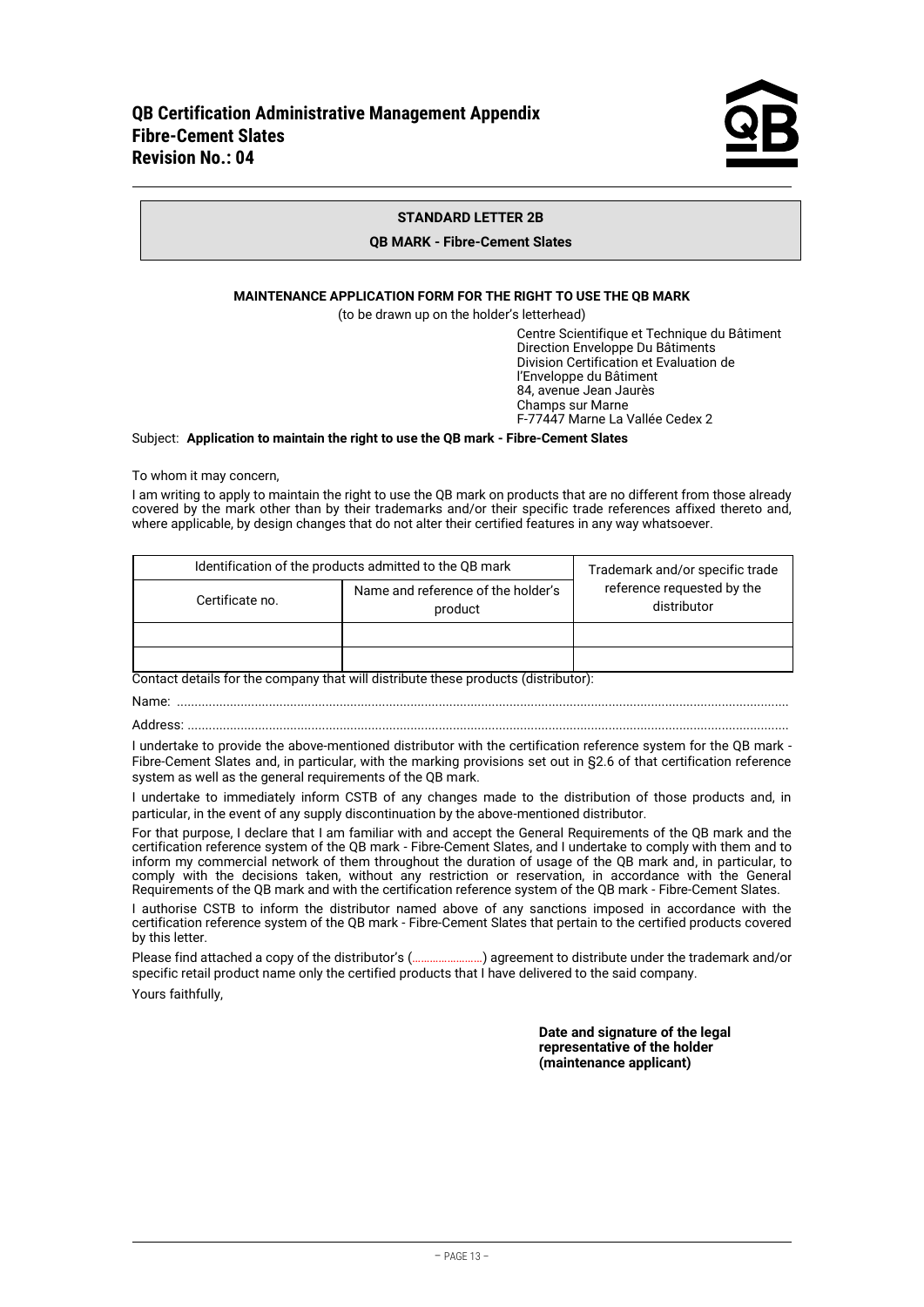**STANDARD LETTER 2B**

**QB MARK - Fibre-Cement Slates**

**MAINTENANCE APPLICATION FORM FOR THE RIGHT TO USE THE QB MARK**

(to be drawn up on the holder's letterhead)

Centre Scientifique et Technique du Bâtiment
Direction Enveloppe Du Bâtiments
Division Certification et Evaluation de l'Enveloppe du Bâtiment
84, avenue Jean Jaurès
Champs sur Marne
F-77447 Marne La Vallée Cedex 2

Subject: **Application to maintain the right to use the QB mark - Fibre-Cement Slates**

To whom it may concern,

I am writing to apply to maintain the right to use the QB mark on products that are no different from those already covered by the mark other than by their trademarks and/or their specific trade references affixed thereto and, where applicable, by design changes that do not alter their certified features in any way whatsoever.

| Identification of the products admitted to the QB mark | | Trademark and/or specific trade reference requested by the distributor |
|---|---|---|
| Certificate no. | Name and reference of the holder's product | |
| | | |
| | | |

Contact details for the company that will distribute these products (distributor):

Name: ..........................................................................................................................................................

Address: ......................................................................................................................................................

I undertake to provide the above-mentioned distributor with the certification reference system for the QB mark - Fibre-Cement Slates and, in particular, with the marking provisions set out in §2.6 of that certification reference system as well as the general requirements of the QB mark.

I undertake to immediately inform CSTB of any changes made to the distribution of those products and, in particular, in the event of any supply discontinuation by the above-mentioned distributor.

For that purpose, I declare that I am familiar with and accept the General Requirements of the QB mark and the certification reference system of the QB mark - Fibre-Cement Slates, and I undertake to comply with them and to inform my commercial network of them throughout the duration of usage of the QB mark and, in particular, to comply with the decisions taken, without any restriction or reservation, in accordance with the General Requirements of the QB mark and with the certification reference system of the QB mark - Fibre-Cement Slates.

I authorise CSTB to inform the distributor named above of any sanctions imposed in accordance with the certification reference system of the QB mark - Fibre-Cement Slates that pertain to the certified products covered by this letter.

Please find attached a copy of the distributor's (.......................) agreement to distribute under the trademark and/or specific retail product name only the certified products that I have delivered to the said company.

Yours faithfully,

**Date and signature of the legal representative of the holder (maintenance applicant)**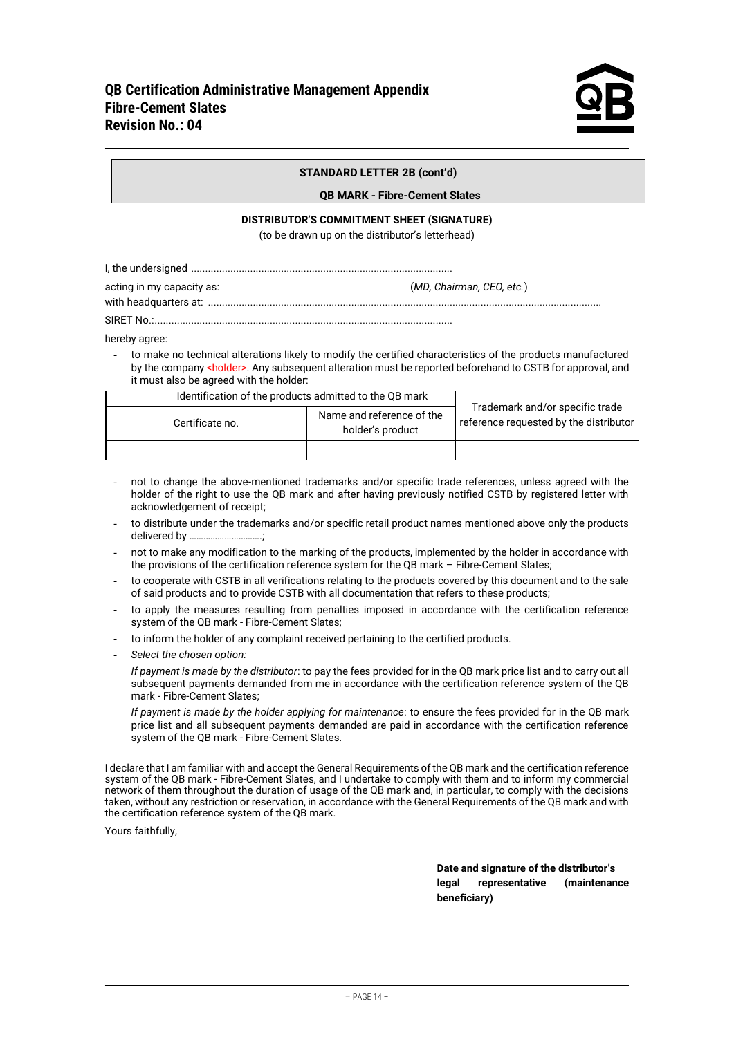**STANDARD LETTER 2B (cont'd)**

**QB MARK - Fibre-Cement Slates**

**DISTRIBUTOR'S COMMITMENT SHEET (SIGNATURE)**

(to be drawn up on the distributor's letterhead)

I, the undersigned .............................................................................................

acting in my capacity as: (*MD, Chairman, CEO, etc.*)

with headquarters at: ..........................................................................................................................................

SIRET No.:..........................................................................................................

hereby agree:

- to make no technical alterations likely to modify the certified characteristics of the products manufactured by the company <holder>. Any subsequent alteration must be reported beforehand to CSTB for approval, and it must also be agreed with the holder:

| Identification of the products admitted to the QB mark | | Trademark and/or specific trade reference requested by the distributor |
|---|---|---|
| Certificate no. | Name and reference of the holder's product | |
| | | |

- not to change the above-mentioned trademarks and/or specific trade references, unless agreed with the holder of the right to use the QB mark and after having previously notified CSTB by registered letter with acknowledgement of receipt;
- to distribute under the trademarks and/or specific retail product names mentioned above only the products delivered by ..............................;
- not to make any modification to the marking of the products, implemented by the holder in accordance with the provisions of the certification reference system for the QB mark – Fibre-Cement Slates;
- to cooperate with CSTB in all verifications relating to the products covered by this document and to the sale of said products and to provide CSTB with all documentation that refers to these products;
- to apply the measures resulting from penalties imposed in accordance with the certification reference system of the QB mark - Fibre-Cement Slates;
- to inform the holder of any complaint received pertaining to the certified products.
- *Select the chosen option:*

  *If payment is made by the distributor*: to pay the fees provided for in the QB mark price list and to carry out all subsequent payments demanded from me in accordance with the certification reference system of the QB mark - Fibre-Cement Slates;

  *If payment is made by the holder applying for maintenance*: to ensure the fees provided for in the QB mark price list and all subsequent payments demanded are paid in accordance with the certification reference system of the QB mark - Fibre-Cement Slates.

I declare that I am familiar with and accept the General Requirements of the QB mark and the certification reference system of the QB mark - Fibre-Cement Slates, and I undertake to comply with them and to inform my commercial network of them throughout the duration of usage of the QB mark and, in particular, to comply with the decisions taken, without any restriction or reservation, in accordance with the General Requirements of the QB mark and with the certification reference system of the QB mark.

Yours faithfully,

**Date and signature of the distributor's legal representative (maintenance beneficiary)**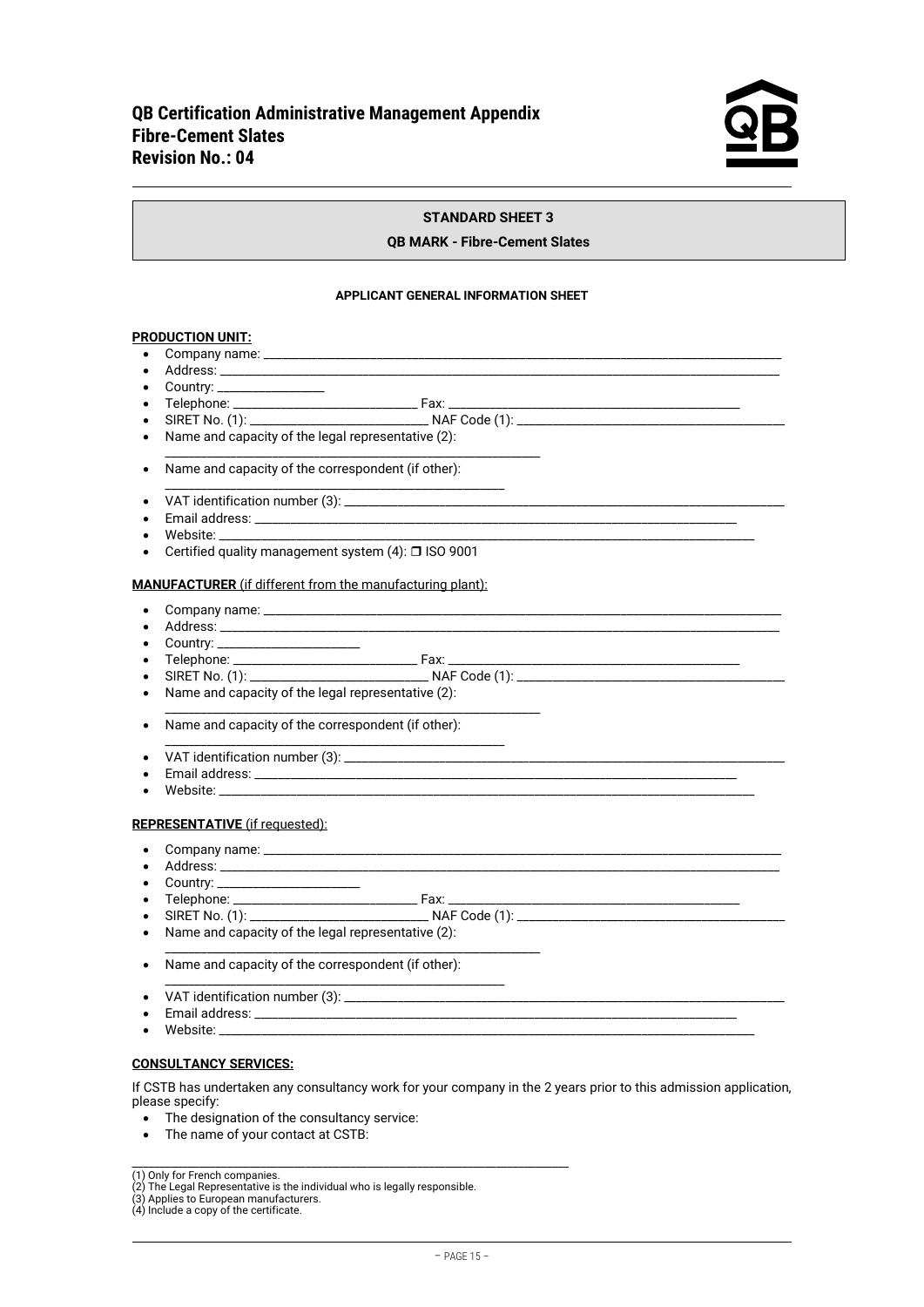**STANDARD SHEET 3**

**QB MARK - Fibre-Cement Slates**

**APPLICANT GENERAL INFORMATION SHEET**

**PRODUCTION UNIT:**

- Company name: ____________________
- Address: ____________________
- Country: ____________
- Telephone: ____________ Fax: ____________
- SIRET No. (1): ____________ NAF Code (1): ____________
- Name and capacity of the legal representative (2): ____________________
- Name and capacity of the correspondent (if other): ____________________
- VAT identification number (3): ____________________
- Email address: ____________________
- Website: ____________________
- Certified quality management system (4): ❒ ISO 9001

**MANUFACTURER** (if different from the manufacturing plant):

- Company name: ____________________
- Address: ____________________
- Country: ____________
- Telephone: ____________ Fax: ____________
- SIRET No. (1): ____________ NAF Code (1): ____________
- Name and capacity of the legal representative (2): ____________________
- Name and capacity of the correspondent (if other): ____________________
- VAT identification number (3): ____________________
- Email address: ____________________
- Website: ____________________

**REPRESENTATIVE** (if requested):

- Company name: ____________________
- Address: ____________________
- Country: ____________
- Telephone: ____________ Fax: ____________
- SIRET No. (1): ____________ NAF Code (1): ____________
- Name and capacity of the legal representative (2): ____________________
- Name and capacity of the correspondent (if other): ____________________
- VAT identification number (3): ____________________
- Email address: ____________________
- Website: ____________________

**CONSULTANCY SERVICES:**

If CSTB has undertaken any consultancy work for your company in the 2 years prior to this admission application, please specify:

- The designation of the consultancy service:
- The name of your contact at CSTB:

---

(1) Only for French companies.
(2) The Legal Representative is the individual who is legally responsible.
(3) Applies to European manufacturers.
(4) Include a copy of the certificate.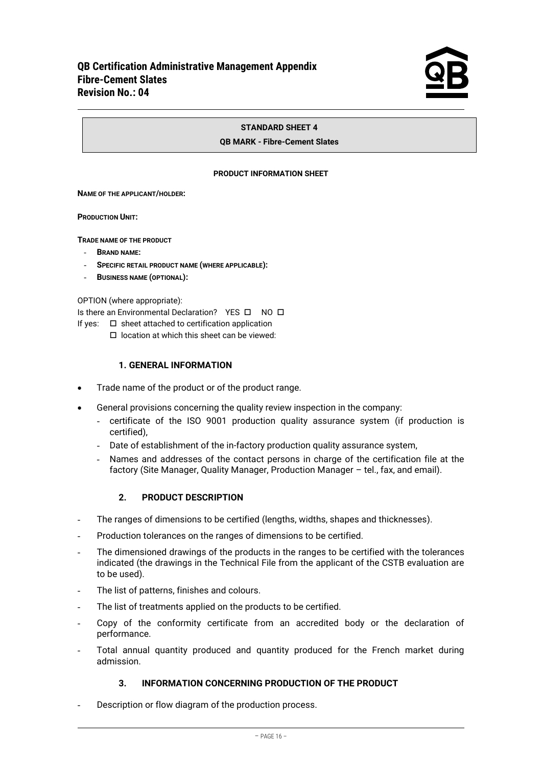**STANDARD SHEET 4**

**QB MARK - Fibre-Cement Slates**

**PRODUCT INFORMATION SHEET**

**NAME OF THE APPLICANT/HOLDER:**

**PRODUCTION UNIT:**

**TRADE NAME OF THE PRODUCT**

- **BRAND NAME:**
- **SPECIFIC RETAIL PRODUCT NAME (WHERE APPLICABLE):**
- **BUSINESS NAME (OPTIONAL):**

OPTION (where appropriate):

Is there an Environmental Declaration? YES ☐ NO ☐

If yes: ☐ sheet attached to certification application

☐ location at which this sheet can be viewed:

## 1. GENERAL INFORMATION

- Trade name of the product or of the product range.
- General provisions concerning the quality review inspection in the company:
  - certificate of the ISO 9001 production quality assurance system (if production is certified),
  - Date of establishment of the in-factory production quality assurance system,
  - Names and addresses of the contact persons in charge of the certification file at the factory (Site Manager, Quality Manager, Production Manager – tel., fax, and email).

## 2. PRODUCT DESCRIPTION

- The ranges of dimensions to be certified (lengths, widths, shapes and thicknesses).
- Production tolerances on the ranges of dimensions to be certified.
- The dimensioned drawings of the products in the ranges to be certified with the tolerances indicated (the drawings in the Technical File from the applicant of the CSTB evaluation are to be used).
- The list of patterns, finishes and colours.
- The list of treatments applied on the products to be certified.
- Copy of the conformity certificate from an accredited body or the declaration of performance.
- Total annual quantity produced and quantity produced for the French market during admission.

## 3. INFORMATION CONCERNING PRODUCTION OF THE PRODUCT

- Description or flow diagram of the production process.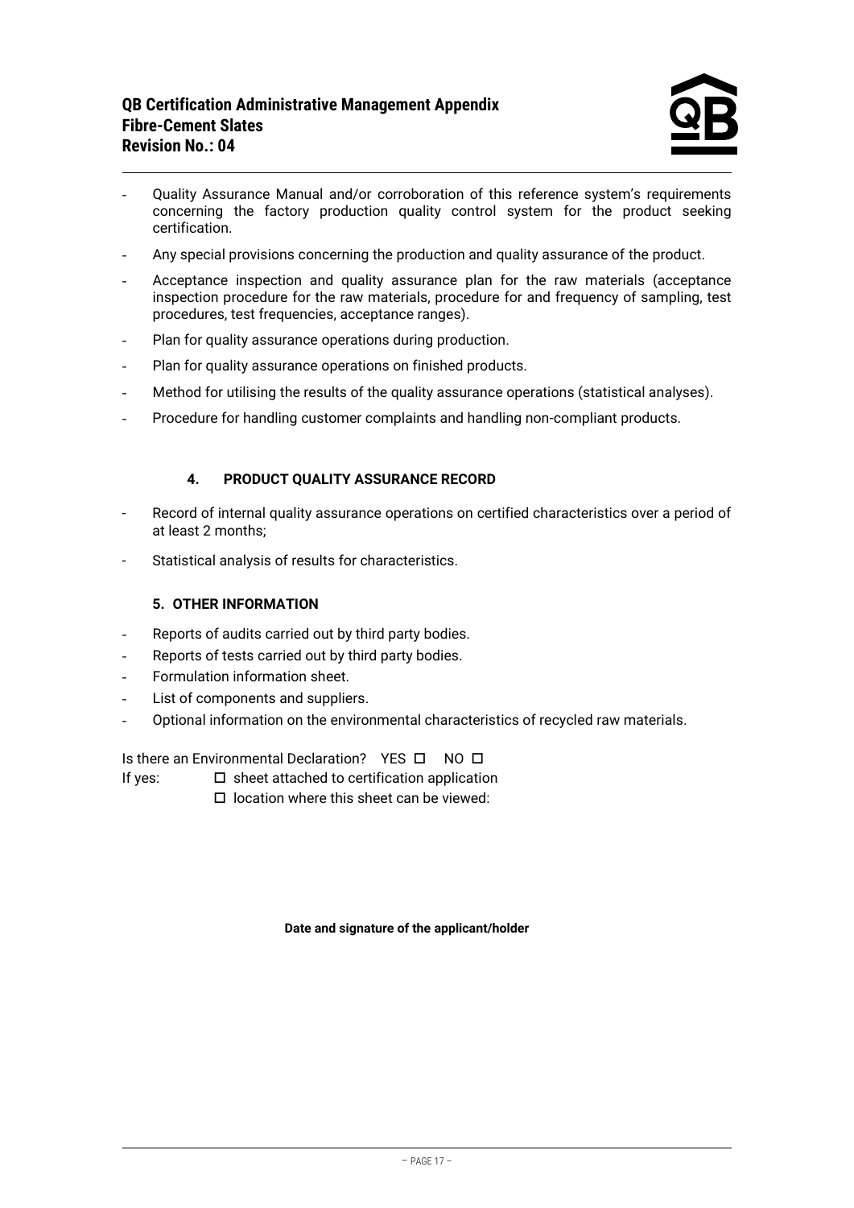- Quality Assurance Manual and/or corroboration of this reference system's requirements concerning the factory production quality control system for the product seeking certification.
- Any special provisions concerning the production and quality assurance of the product.
- Acceptance inspection and quality assurance plan for the raw materials (acceptance inspection procedure for the raw materials, procedure for and frequency of sampling, test procedures, test frequencies, acceptance ranges).
- Plan for quality assurance operations during production.
- Plan for quality assurance operations on finished products.
- Method for utilising the results of the quality assurance operations (statistical analyses).
- Procedure for handling customer complaints and handling non-compliant products.

### 4. PRODUCT QUALITY ASSURANCE RECORD

- Record of internal quality assurance operations on certified characteristics over a period of at least 2 months;
- Statistical analysis of results for characteristics.

### 5. OTHER INFORMATION

- Reports of audits carried out by third party bodies.
- Reports of tests carried out by third party bodies.
- Formulation information sheet.
- List of components and suppliers.
- Optional information on the environmental characteristics of recycled raw materials.

Is there an Environmental Declaration? YES ☐ NO ☐

If yes: ☐ sheet attached to certification application

☐ location where this sheet can be viewed:

**Date and signature of the applicant/holder**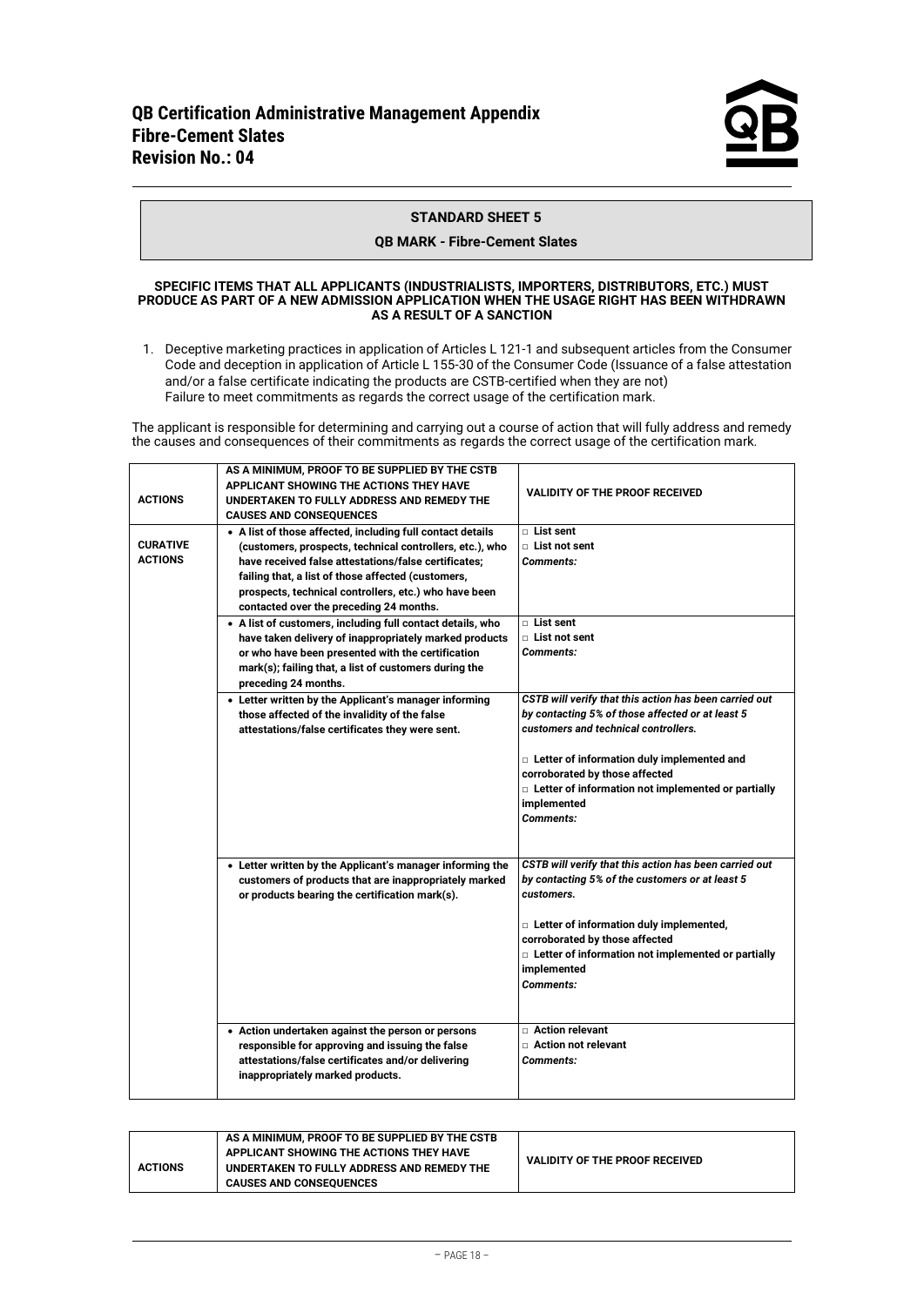## STANDARD SHEET 5

### QB MARK - Fibre-Cement Slates

**SPECIFIC ITEMS THAT ALL APPLICANTS (INDUSTRIALISTS, IMPORTERS, DISTRIBUTORS, ETC.) MUST PRODUCE AS PART OF A NEW ADMISSION APPLICATION WHEN THE USAGE RIGHT HAS BEEN WITHDRAWN AS A RESULT OF A SANCTION**

1. Deceptive marketing practices in application of Articles L 121-1 and subsequent articles from the Consumer Code and deception in application of Article L 155-30 of the Consumer Code (Issuance of a false attestation and/or a false certificate indicating the products are CSTB-certified when they are not)
   Failure to meet commitments as regards the correct usage of the certification mark.

The applicant is responsible for determining and carrying out a course of action that will fully address and remedy the causes and consequences of their commitments as regards the correct usage of the certification mark.

| ACTIONS | AS A MINIMUM, PROOF TO BE SUPPLIED BY THE CSTB APPLICANT SHOWING THE ACTIONS THEY HAVE UNDERTAKEN TO FULLY ADDRESS AND REMEDY THE CAUSES AND CONSEQUENCES | VALIDITY OF THE PROOF RECEIVED |
|---|---|---|
| **CURATIVE ACTIONS** | **• A list of those affected, including full contact details (customers, prospects, technical controllers, etc.), who have received false attestations/false certificates; failing that, a list of those affected (customers, prospects, technical controllers, etc.) who have been contacted over the preceding 24 months.** | □ **List sent**<br>□ **List not sent**<br>***Comments:*** |
| | **• A list of customers, including full contact details, who have taken delivery of inappropriately marked products or who have been presented with the certification mark(s); failing that, a list of customers during the preceding 24 months.** | □ **List sent**<br>□ **List not sent**<br>***Comments:*** |
| | **• Letter written by the Applicant's manager informing those affected of the invalidity of the false attestations/false certificates they were sent.** | ***CSTB will verify that this action has been carried out by contacting 5% of those affected or at least 5 customers and technical controllers.***<br><br>□ **Letter of information duly implemented and corroborated by those affected**<br>□ **Letter of information not implemented or partially implemented**<br>***Comments:*** |
| | **• Letter written by the Applicant's manager informing the customers of products that are inappropriately marked or products bearing the certification mark(s).** | ***CSTB will verify that this action has been carried out by contacting 5% of the customers or at least 5 customers.***<br><br>□ **Letter of information duly implemented, corroborated by those affected**<br>□ **Letter of information not implemented or partially implemented**<br>***Comments:*** |
| | **• Action undertaken against the person or persons responsible for approving and issuing the false attestations/false certificates and/or delivering inappropriately marked products.** | □ **Action relevant**<br>□ **Action not relevant**<br>***Comments:*** |

| ACTIONS | AS A MINIMUM, PROOF TO BE SUPPLIED BY THE CSTB APPLICANT SHOWING THE ACTIONS THEY HAVE UNDERTAKEN TO FULLY ADDRESS AND REMEDY THE CAUSES AND CONSEQUENCES | VALIDITY OF THE PROOF RECEIVED |
|---|---|---|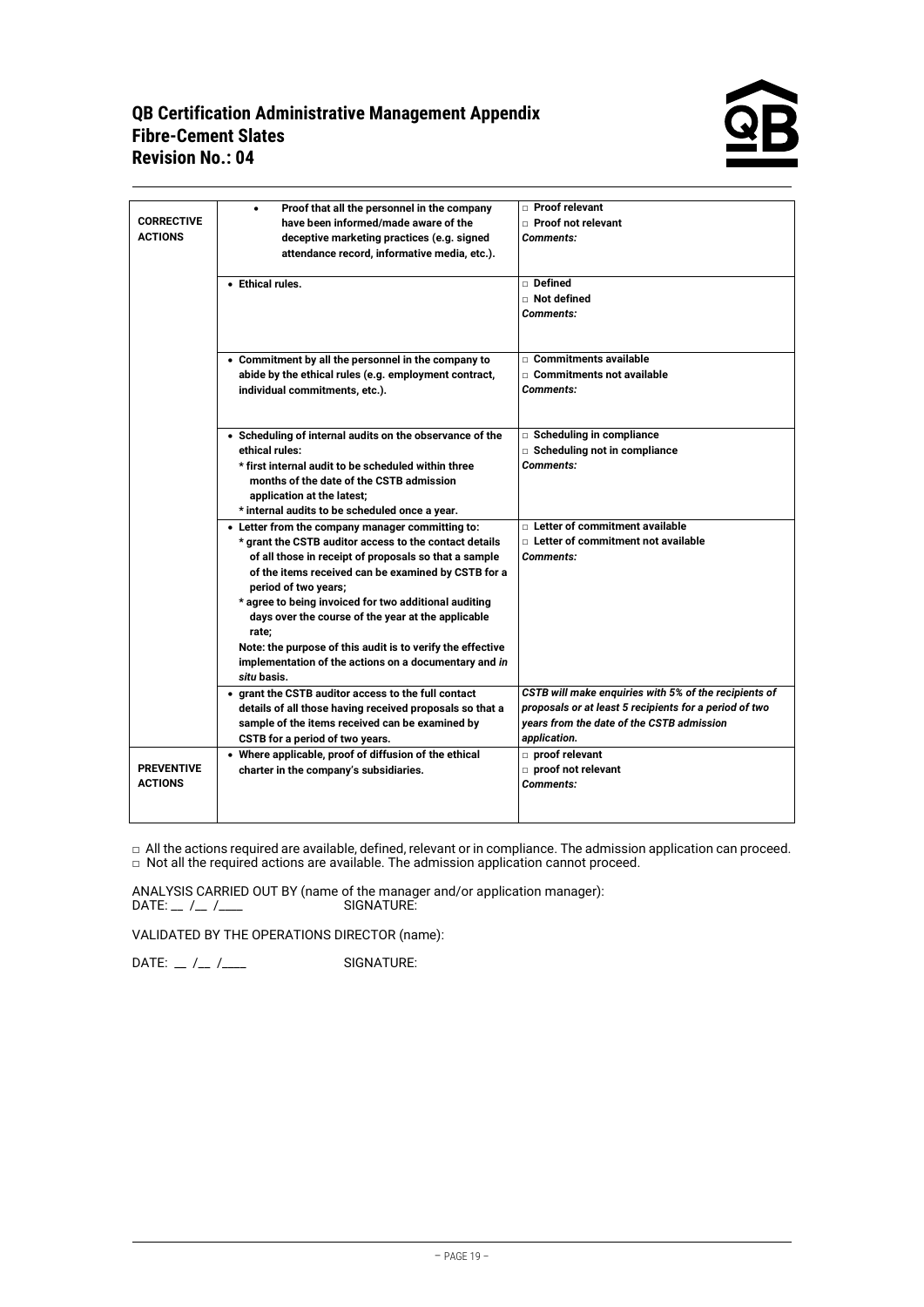| | | |
|---|---|---|
| **CORRECTIVE ACTIONS** | • **Proof that all the personnel in the company have been informed/made aware of the deceptive marketing practices (e.g. signed attendance record, informative media, etc.).** | □ **Proof relevant**<br>□ **Proof not relevant**<br>***Comments:*** |
| | • **Ethical rules.** | □ **Defined**<br>□ **Not defined**<br>***Comments:*** |
| | • **Commitment by all the personnel in the company to abide by the ethical rules (e.g. employment contract, individual commitments, etc.).** | □ **Commitments available**<br>□ **Commitments not available**<br>***Comments:*** |
| | • **Scheduling of internal audits on the observance of the ethical rules:**<br>**\* first internal audit to be scheduled within three months of the date of the CSTB admission application at the latest;**<br>**\* internal audits to be scheduled once a year.** | □ **Scheduling in compliance**<br>□ **Scheduling not in compliance**<br>***Comments:*** |
| | • **Letter from the company manager committing to:**<br>**\* grant the CSTB auditor access to the contact details of all those in receipt of proposals so that a sample of the items received can be examined by CSTB for a period of two years;**<br>**\* agree to being invoiced for two additional auditing days over the course of the year at the applicable rate;**<br>**Note: the purpose of this audit is to verify the effective implementation of the actions on a documentary and *in situ* basis.** | □ **Letter of commitment available**<br>□ **Letter of commitment not available**<br>***Comments:*** |
| | • **grant the CSTB auditor access to the full contact details of all those having received proposals so that a sample of the items received can be examined by CSTB for a period of two years.** | ***CSTB will make enquiries with 5% of the recipients of proposals or at least 5 recipients for a period of two years from the date of the CSTB admission application.*** |
| **PREVENTIVE ACTIONS** | • **Where applicable, proof of diffusion of the ethical charter in the company's subsidiaries.** | □ **proof relevant**<br>□ **proof not relevant**<br>***Comments:*** |

□ All the actions required are available, defined, relevant or in compliance. The admission application can proceed.
□ Not all the required actions are available. The admission application cannot proceed.

ANALYSIS CARRIED OUT BY (name of the manager and/or application manager):
DATE: __ /__ /____ SIGNATURE:

VALIDATED BY THE OPERATIONS DIRECTOR (name):

DATE: __ /__ /____ SIGNATURE: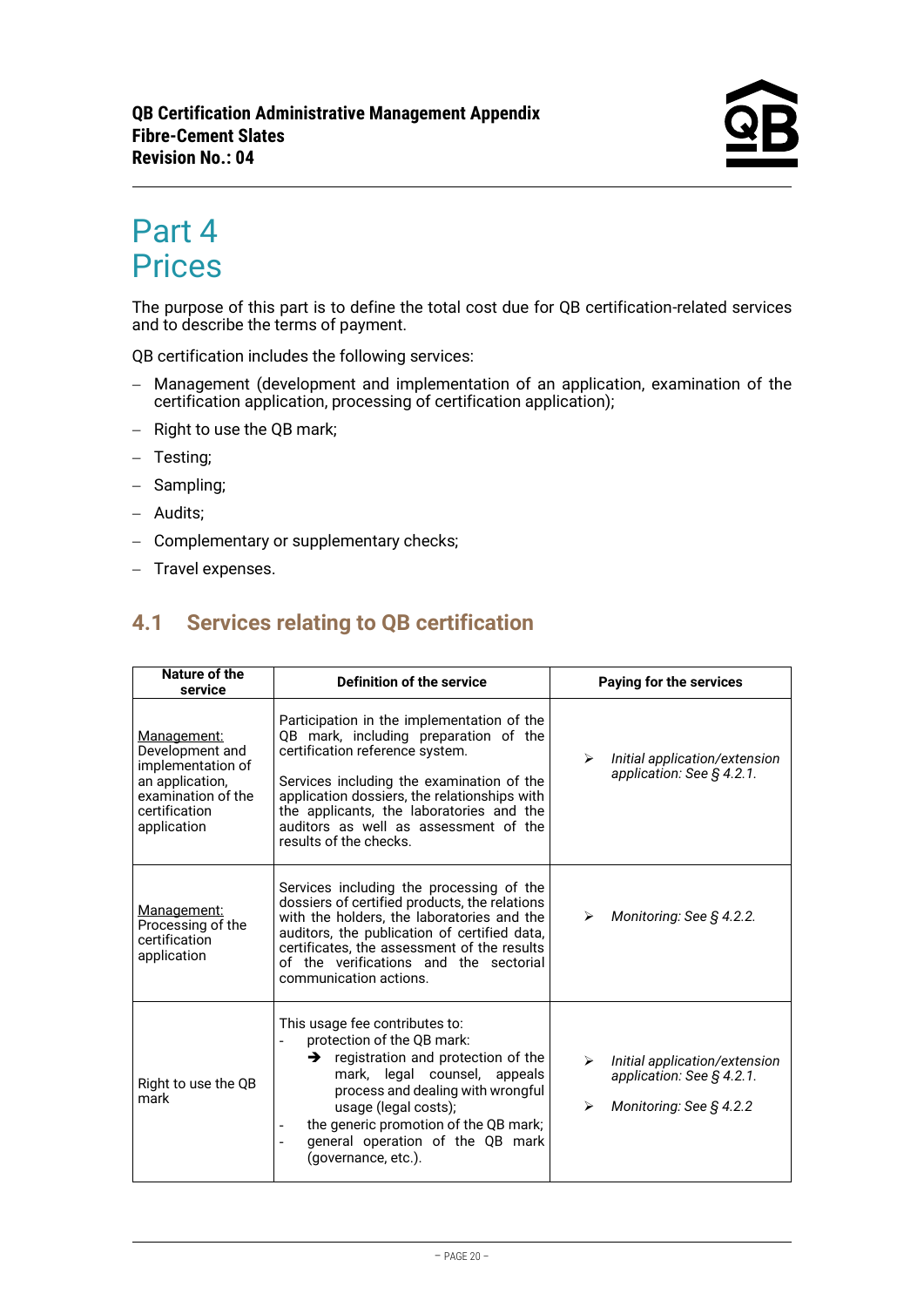# Part 4
# Prices

The purpose of this part is to define the total cost due for QB certification-related services and to describe the terms of payment.

QB certification includes the following services:

- Management (development and implementation of an application, examination of the certification application, processing of certification application);
- Right to use the QB mark;
- Testing;
- Sampling;
- Audits;
- Complementary or supplementary checks;
- Travel expenses.

## 4.1 Services relating to QB certification

| Nature of the service | Definition of the service | Paying for the services |
|---|---|---|
| <u>Management:</u> Development and implementation of an application, examination of the certification application | Participation in the implementation of the QB mark, including preparation of the certification reference system.<br><br>Services including the examination of the application dossiers, the relationships with the applicants, the laboratories and the auditors as well as assessment of the results of the checks. | ➢ *Initial application/extension application: See § 4.2.1.* |
| <u>Management:</u> Processing of the certification application | Services including the processing of the dossiers of certified products, the relations with the holders, the laboratories and the auditors, the publication of certified data, certificates, the assessment of the results of the verifications and the sectorial communication actions. | ➢ *Monitoring: See § 4.2.2.* |
| Right to use the QB mark | This usage fee contributes to:<br>- protection of the QB mark:<br>➔ registration and protection of the mark, legal counsel, appeals process and dealing with wrongful usage (legal costs);<br>- the generic promotion of the QB mark;<br>- general operation of the QB mark (governance, etc.). | ➢ *Initial application/extension application: See § 4.2.1.*<br><br>➢ *Monitoring: See § 4.2.2* |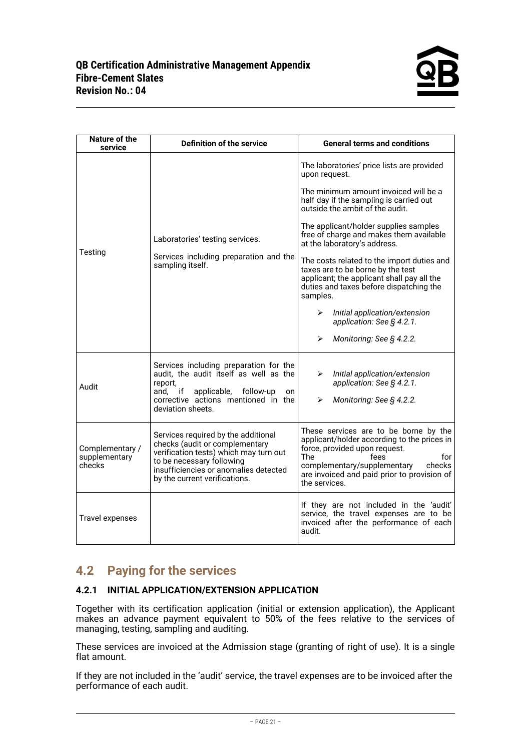| Nature of the service | Definition of the service | General terms and conditions |
|---|---|---|
| Testing | Laboratories' testing services.<br><br>Services including preparation and the sampling itself. | The laboratories' price lists are provided upon request.<br><br>The minimum amount invoiced will be a half day if the sampling is carried out outside the ambit of the audit.<br><br>The applicant/holder supplies samples free of charge and makes them available at the laboratory's address.<br><br>The costs related to the import duties and taxes are to be borne by the test applicant; the applicant shall pay all the duties and taxes before dispatching the samples.<br><br>➢ *Initial application/extension application: See § 4.2.1.*<br><br>➢ *Monitoring: See § 4.2.2.* |
| Audit | Services including preparation for the audit, the audit itself as well as the report, and, if applicable, follow-up on corrective actions mentioned in the deviation sheets. | ➢ *Initial application/extension application: See § 4.2.1.*<br><br>➢ *Monitoring: See § 4.2.2.* |
| Complementary / supplementary checks | Services required by the additional checks (audit or complementary verification tests) which may turn out to be necessary following insufficiencies or anomalies detected by the current verifications. | These services are to be borne by the applicant/holder according to the prices in force, provided upon request.<br>The fees for complementary/supplementary checks are invoiced and paid prior to provision of the services. |
| Travel expenses | | If they are not included in the 'audit' service, the travel expenses are to be invoiced after the performance of each audit. |

## 4.2 Paying for the services

### 4.2.1 INITIAL APPLICATION/EXTENSION APPLICATION

Together with its certification application (initial or extension application), the Applicant makes an advance payment equivalent to 50% of the fees relative to the services of managing, testing, sampling and auditing.

These services are invoiced at the Admission stage (granting of right of use). It is a single flat amount.

If they are not included in the 'audit' service, the travel expenses are to be invoiced after the performance of each audit.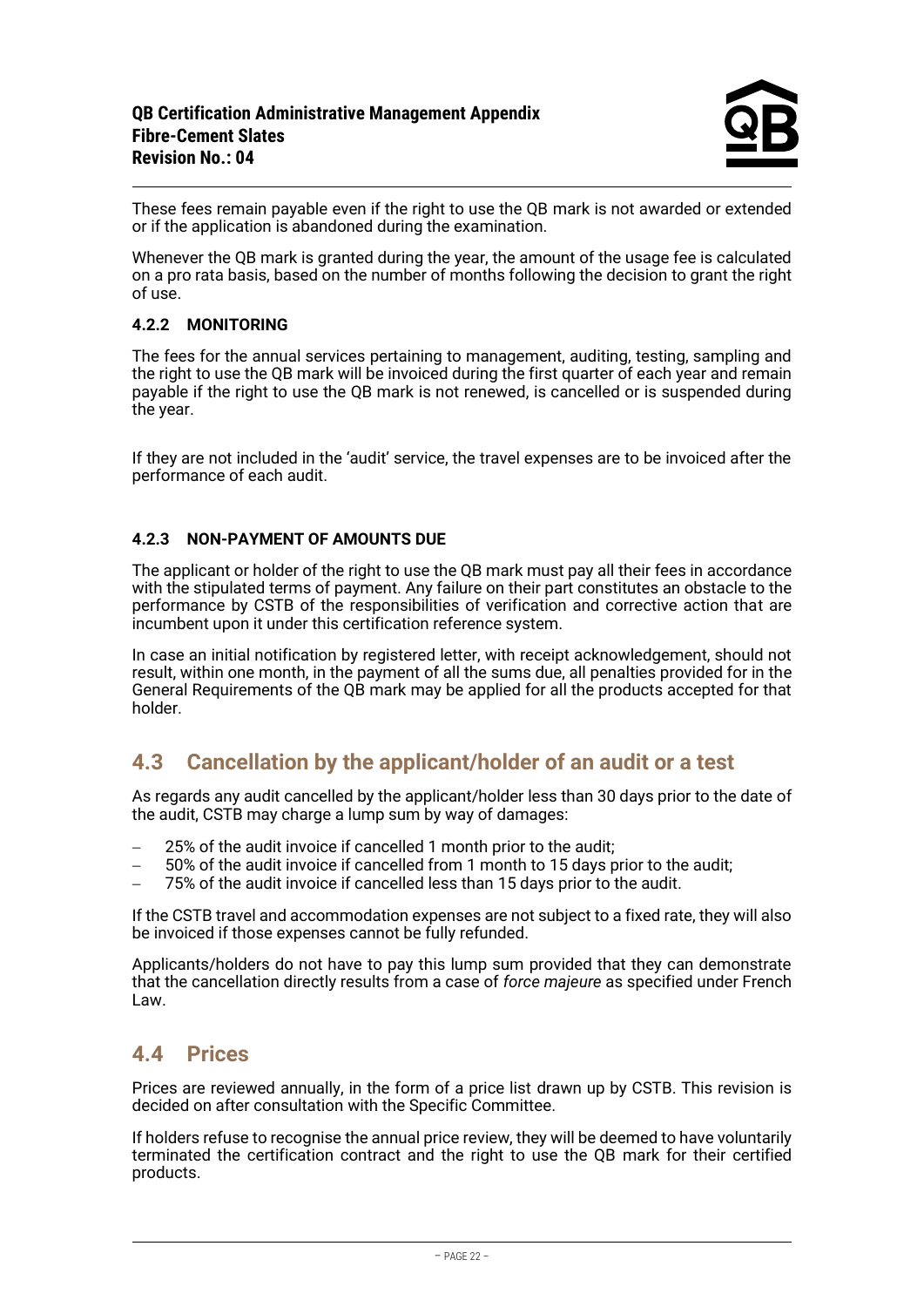These fees remain payable even if the right to use the QB mark is not awarded or extended or if the application is abandoned during the examination.

Whenever the QB mark is granted during the year, the amount of the usage fee is calculated on a pro rata basis, based on the number of months following the decision to grant the right of use.

#### 4.2.2 MONITORING

The fees for the annual services pertaining to management, auditing, testing, sampling and the right to use the QB mark will be invoiced during the first quarter of each year and remain payable if the right to use the QB mark is not renewed, is cancelled or is suspended during the year.

If they are not included in the 'audit' service, the travel expenses are to be invoiced after the performance of each audit.

#### 4.2.3 NON-PAYMENT OF AMOUNTS DUE

The applicant or holder of the right to use the QB mark must pay all their fees in accordance with the stipulated terms of payment. Any failure on their part constitutes an obstacle to the performance by CSTB of the responsibilities of verification and corrective action that are incumbent upon it under this certification reference system.

In case an initial notification by registered letter, with receipt acknowledgement, should not result, within one month, in the payment of all the sums due, all penalties provided for in the General Requirements of the QB mark may be applied for all the products accepted for that holder.

## 4.3 Cancellation by the applicant/holder of an audit or a test

As regards any audit cancelled by the applicant/holder less than 30 days prior to the date of the audit, CSTB may charge a lump sum by way of damages:

- 25% of the audit invoice if cancelled 1 month prior to the audit;
- 50% of the audit invoice if cancelled from 1 month to 15 days prior to the audit;
- 75% of the audit invoice if cancelled less than 15 days prior to the audit.

If the CSTB travel and accommodation expenses are not subject to a fixed rate, they will also be invoiced if those expenses cannot be fully refunded.

Applicants/holders do not have to pay this lump sum provided that they can demonstrate that the cancellation directly results from a case of *force majeure* as specified under French Law.

## 4.4 Prices

Prices are reviewed annually, in the form of a price list drawn up by CSTB. This revision is decided on after consultation with the Specific Committee.

If holders refuse to recognise the annual price review, they will be deemed to have voluntarily terminated the certification contract and the right to use the QB mark for their certified products.